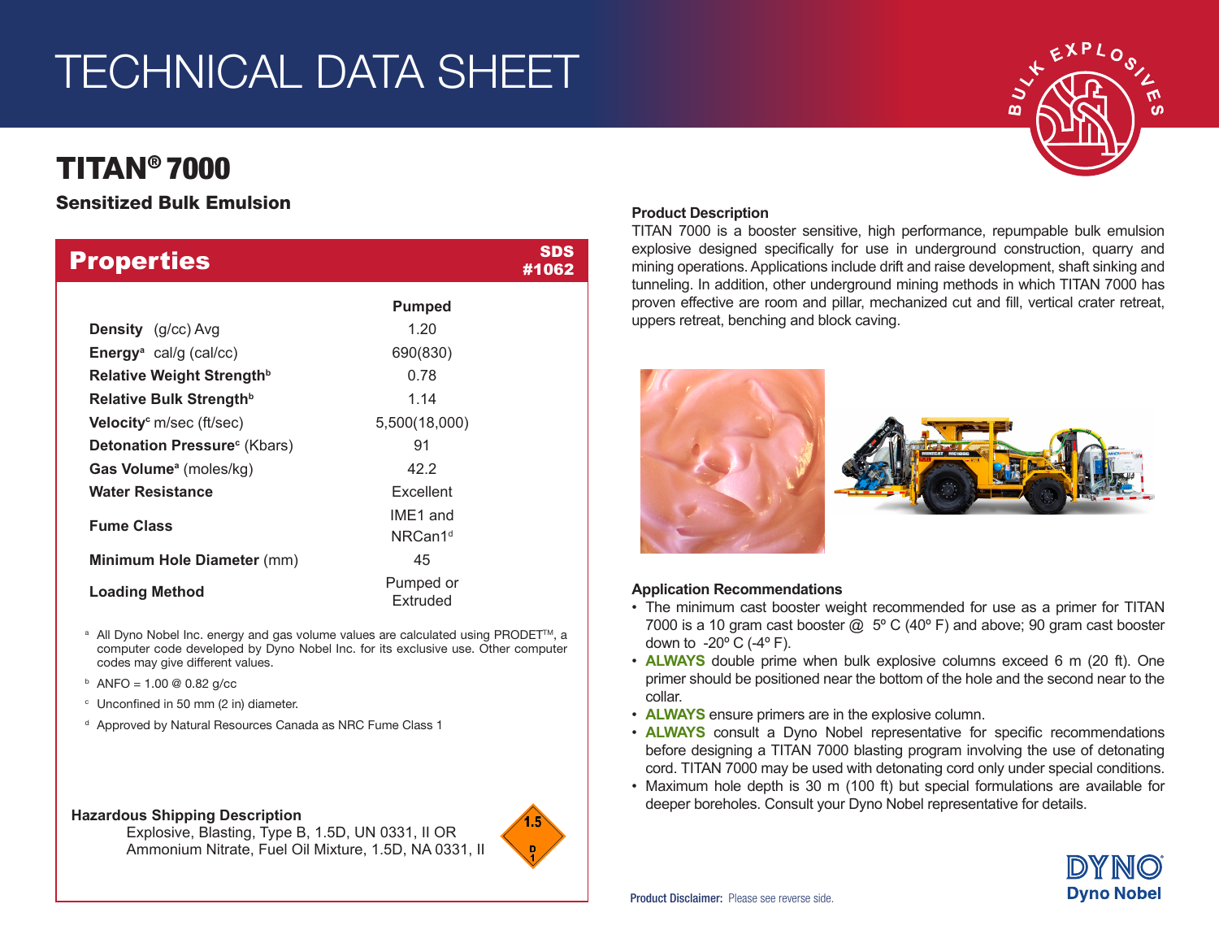# TECHNICAL DATA SHEET

## TITAN® 7000

### Sensitized Bulk Emulsion

## Properties

SDS #1062

| | Pumped |
|---|---|
| **Density** (g/cc) Avg | 1.20 |
| **Energy**[a] cal/g (cal/cc) | 690(830) |
| **Relative Weight Strength**[b] | 0.78 |
| **Relative Bulk Strength**[b] | 1.14 |
| **Velocity**[c] m/sec (ft/sec) | 5,500(18,000) |
| **Detonation Pressure**[c] (Kbars) | 91 |
| **Gas Volume**[a] (moles/kg) | 42.2 |
| **Water Resistance** | Excellent |
| **Fume Class** | IME1 and NRCan1[d] |
| **Minimum Hole Diameter** (mm) | 45 |
| **Loading Method** | Pumped or Extruded |

[a] All Dyno Nobel Inc. energy and gas volume values are calculated using PRODET™, a computer code developed by Dyno Nobel Inc. for its exclusive use. Other computer codes may give different values.

[b] ANFO = 1.00 @ 0.82 g/cc

[c] Unconfined in 50 mm (2 in) diameter.

[d] Approved by Natural Resources Canada as NRC Fume Class 1

**Hazardous Shipping Description**

Explosive, Blasting, Type B, 1.5D, UN 0331, II OR
Ammonium Nitrate, Fuel Oil Mixture, 1.5D, NA 0331, II

**Product Description**

TITAN 7000 is a booster sensitive, high performance, repumpable bulk emulsion explosive designed specifically for use in underground construction, quarry and mining operations. Applications include drift and raise development, shaft sinking and tunneling. In addition, other underground mining methods in which TITAN 7000 has proven effective are room and pillar, mechanized cut and fill, vertical crater retreat, uppers retreat, benching and block caving.

**Application Recommendations**

- The minimum cast booster weight recommended for use as a primer for TITAN 7000 is a 10 gram cast booster @ 5º C (40º F) and above; 90 gram cast booster down to -20º C (-4º F).
- **ALWAYS** double prime when bulk explosive columns exceed 6 m (20 ft). One primer should be positioned near the bottom of the hole and the second near to the collar.
- **ALWAYS** ensure primers are in the explosive column.
- **ALWAYS** consult a Dyno Nobel representative for specific recommendations before designing a TITAN 7000 blasting program involving the use of detonating cord. TITAN 7000 may be used with detonating cord only under special conditions.
- Maximum hole depth is 30 m (100 ft) but special formulations are available for deeper boreholes. Consult your Dyno Nobel representative for details.

**Product Disclaimer:** Please see reverse side.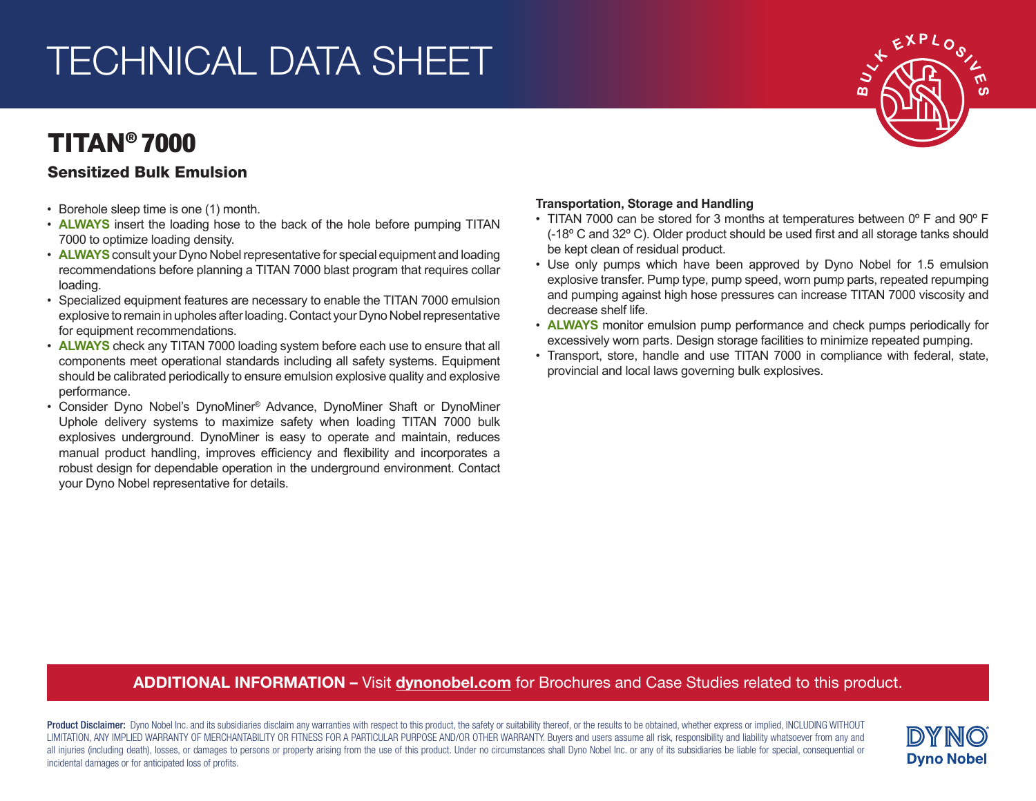# TECHNICAL DATA SHEET

## TITAN® 7000

### Sensitized Bulk Emulsion

- Borehole sleep time is one (1) month.
- **ALWAYS** insert the loading hose to the back of the hole before pumping TITAN 7000 to optimize loading density.
- **ALWAYS** consult your Dyno Nobel representative for special equipment and loading recommendations before planning a TITAN 7000 blast program that requires collar loading.
- Specialized equipment features are necessary to enable the TITAN 7000 emulsion explosive to remain in upholes after loading. Contact your Dyno Nobel representative for equipment recommendations.
- **ALWAYS** check any TITAN 7000 loading system before each use to ensure that all components meet operational standards including all safety systems. Equipment should be calibrated periodically to ensure emulsion explosive quality and explosive performance.
- Consider Dyno Nobel's DynoMiner® Advance, DynoMiner Shaft or DynoMiner Uphole delivery systems to maximize safety when loading TITAN 7000 bulk explosives underground. DynoMiner is easy to operate and maintain, reduces manual product handling, improves efficiency and flexibility and incorporates a robust design for dependable operation in the underground environment. Contact your Dyno Nobel representative for details.

**Transportation, Storage and Handling**

- TITAN 7000 can be stored for 3 months at temperatures between 0º F and 90º F (-18º C and 32º C). Older product should be used first and all storage tanks should be kept clean of residual product.
- Use only pumps which have been approved by Dyno Nobel for 1.5 emulsion explosive transfer. Pump type, pump speed, worn pump parts, repeated repumping and pumping against high hose pressures can increase TITAN 7000 viscosity and decrease shelf life.
- **ALWAYS** monitor emulsion pump performance and check pumps periodically for excessively worn parts. Design storage facilities to minimize repeated pumping.
- Transport, store, handle and use TITAN 7000 in compliance with federal, state, provincial and local laws governing bulk explosives.

**ADDITIONAL INFORMATION –** Visit **dynonobel.com** for Brochures and Case Studies related to this product.

**Product Disclaimer:** Dyno Nobel Inc. and its subsidiaries disclaim any warranties with respect to this product, the safety or suitability thereof, or the results to be obtained, whether express or implied, INCLUDING WITHOUT LIMITATION, ANY IMPLIED WARRANTY OF MERCHANTABILITY OR FITNESS FOR A PARTICULAR PURPOSE AND/OR OTHER WARRANTY. Buyers and users assume all risk, responsibility and liability whatsoever from any and all injuries (including death), losses, or damages to persons or property arising from the use of this product. Under no circumstances shall Dyno Nobel Inc. or any of its subsidiaries be liable for special, consequential or incidental damages or for anticipated loss of profits.